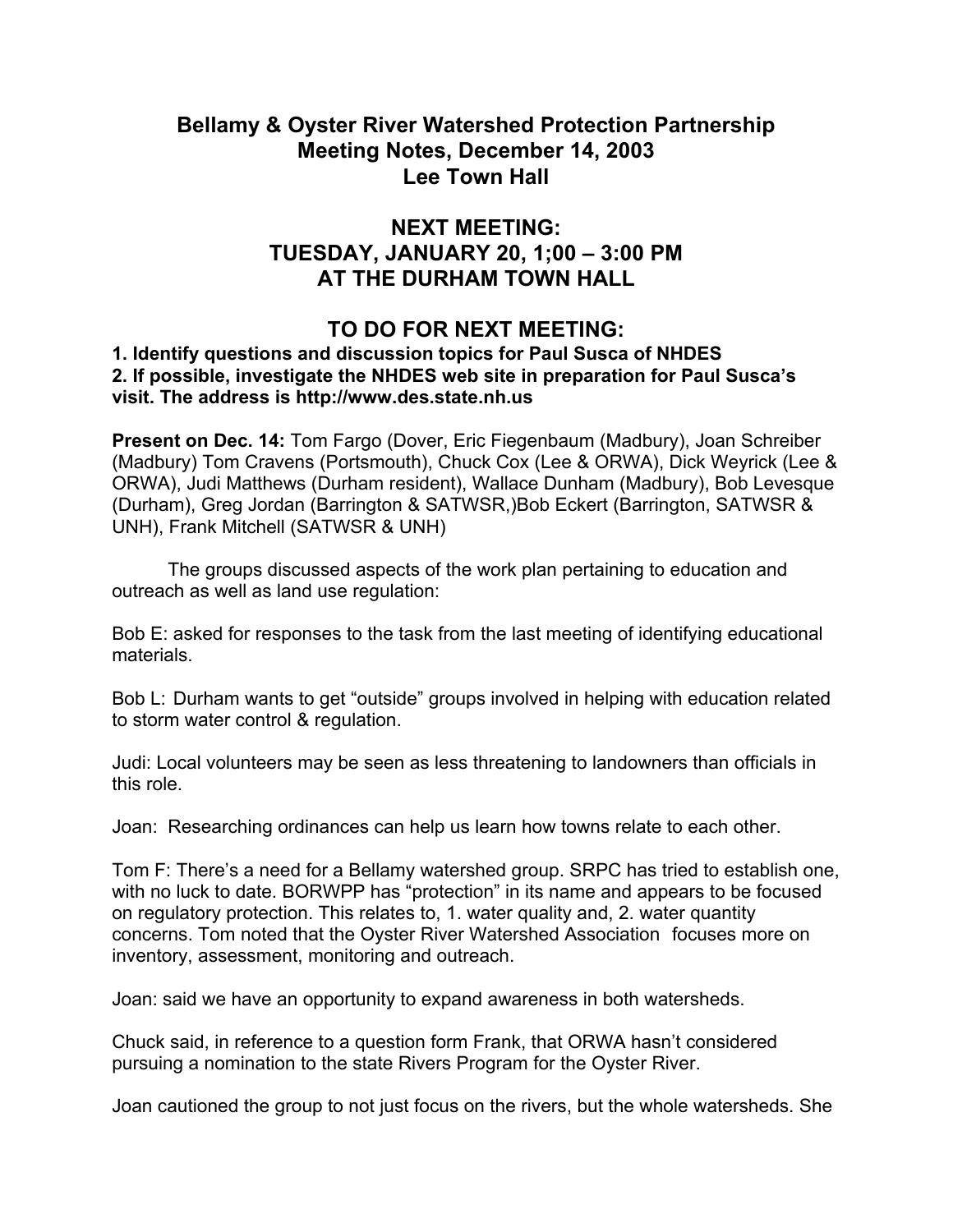# Bellamy & Oyster River Watershed Protection Partnership
# Meeting Notes, December 14, 2003
# Lee Town Hall

## NEXT MEETING:
## TUESDAY, JANUARY 20, 1;00 – 3:00 PM
## AT THE DURHAM TOWN HALL

## TO DO FOR NEXT MEETING:

**1. Identify questions and discussion topics for Paul Susca of NHDES**
**2. If possible, investigate the NHDES web site in preparation for Paul Susca's visit. The address is http://www.des.state.nh.us**

**Present on Dec. 14:** Tom Fargo (Dover, Eric Fiegenbaum (Madbury), Joan Schreiber (Madbury) Tom Cravens (Portsmouth), Chuck Cox (Lee & ORWA), Dick Weyrick (Lee & ORWA), Judi Matthews (Durham resident), Wallace Dunham (Madbury), Bob Levesque (Durham), Greg Jordan (Barrington & SATWSR,)Bob Eckert (Barrington, SATWSR & UNH), Frank Mitchell (SATWSR & UNH)

The groups discussed aspects of the work plan pertaining to education and outreach as well as land use regulation:

Bob E: asked for responses to the task from the last meeting of identifying educational materials.

Bob L: Durham wants to get "outside" groups involved in helping with education related to storm water control & regulation.

Judi: Local volunteers may be seen as less threatening to landowners than officials in this role.

Joan: Researching ordinances can help us learn how towns relate to each other.

Tom F: There's a need for a Bellamy watershed group. SRPC has tried to establish one, with no luck to date. BORWPP has "protection" in its name and appears to be focused on regulatory protection. This relates to, 1. water quality and, 2. water quantity concerns. Tom noted that the Oyster River Watershed Association focuses more on inventory, assessment, monitoring and outreach.

Joan: said we have an opportunity to expand awareness in both watersheds.

Chuck said, in reference to a question form Frank, that ORWA hasn't considered pursuing a nomination to the state Rivers Program for the Oyster River.

Joan cautioned the group to not just focus on the rivers, but the whole watersheds. She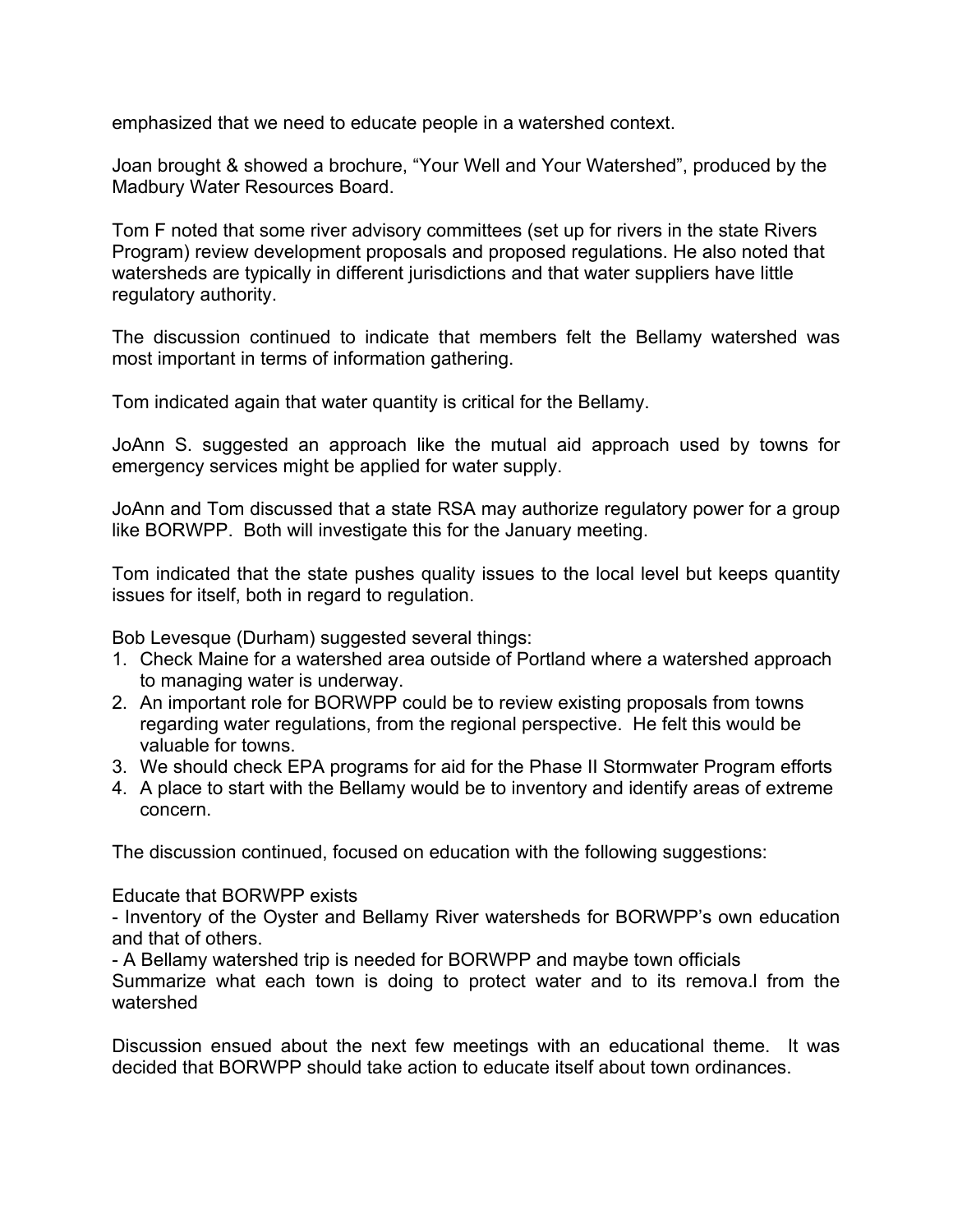emphasized that we need to educate people in a watershed context.

Joan brought & showed a brochure, "Your Well and Your Watershed", produced by the Madbury Water Resources Board.

Tom F noted that some river advisory committees (set up for rivers in the state Rivers Program) review development proposals and proposed regulations. He also noted that watersheds are typically in different jurisdictions and that water suppliers have little regulatory authority.

The discussion continued to indicate that members felt the Bellamy watershed was most important in terms of information gathering.

Tom indicated again that water quantity is critical for the Bellamy.

JoAnn S. suggested an approach like the mutual aid approach used by towns for emergency services might be applied for water supply.

JoAnn and Tom discussed that a state RSA may authorize regulatory power for a group like BORWPP. Both will investigate this for the January meeting.

Tom indicated that the state pushes quality issues to the local level but keeps quantity issues for itself, both in regard to regulation.

Bob Levesque (Durham) suggested several things:

1. Check Maine for a watershed area outside of Portland where a watershed approach to managing water is underway.
2. An important role for BORWPP could be to review existing proposals from towns regarding water regulations, from the regional perspective. He felt this would be valuable for towns.
3. We should check EPA programs for aid for the Phase II Stormwater Program efforts
4. A place to start with the Bellamy would be to inventory and identify areas of extreme concern.

The discussion continued, focused on education with the following suggestions:

Educate that BORWPP exists
- Inventory of the Oyster and Bellamy River watersheds for BORWPP's own education and that of others.
- A Bellamy watershed trip is needed for BORWPP and maybe town officials

Summarize what each town is doing to protect water and to its remova.l from the watershed

Discussion ensued about the next few meetings with an educational theme. It was decided that BORWPP should take action to educate itself about town ordinances.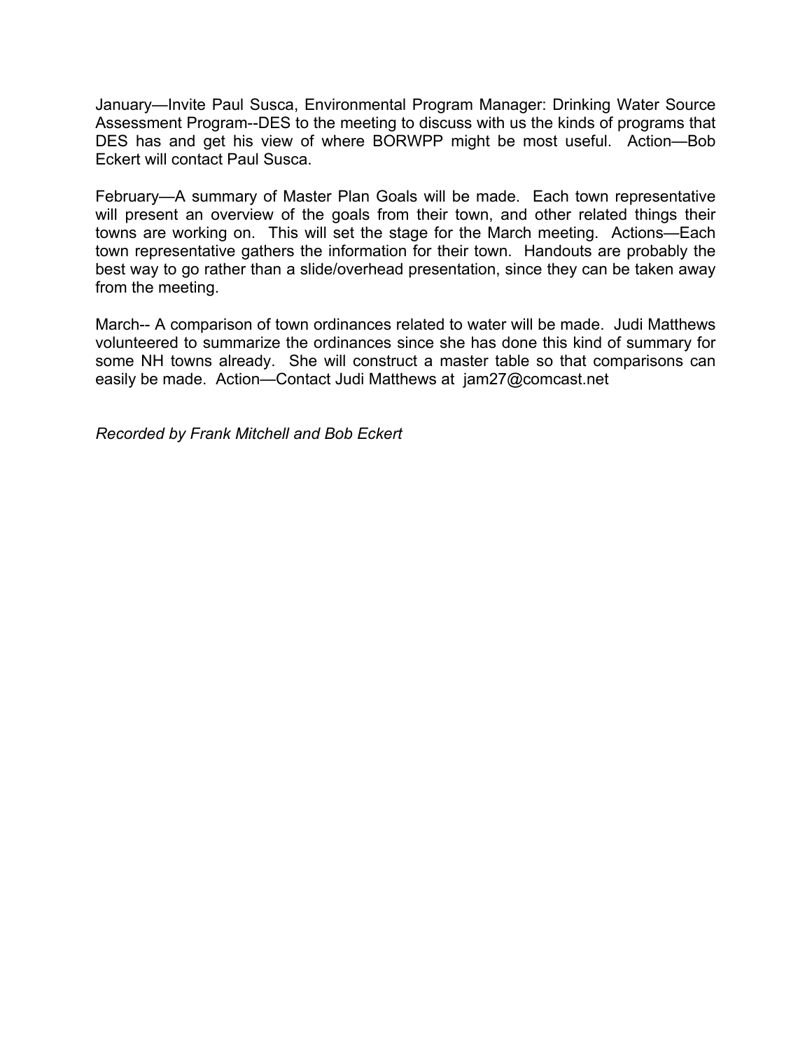January—Invite Paul Susca, Environmental Program Manager: Drinking Water Source Assessment Program--DES to the meeting to discuss with us the kinds of programs that DES has and get his view of where BORWPP might be most useful. Action—Bob Eckert will contact Paul Susca.

February—A summary of Master Plan Goals will be made. Each town representative will present an overview of the goals from their town, and other related things their towns are working on. This will set the stage for the March meeting. Actions—Each town representative gathers the information for their town. Handouts are probably the best way to go rather than a slide/overhead presentation, since they can be taken away from the meeting.

March-- A comparison of town ordinances related to water will be made. Judi Matthews volunteered to summarize the ordinances since she has done this kind of summary for some NH towns already. She will construct a master table so that comparisons can easily be made. Action—Contact Judi Matthews at jam27@comcast.net

*Recorded by Frank Mitchell and Bob Eckert*